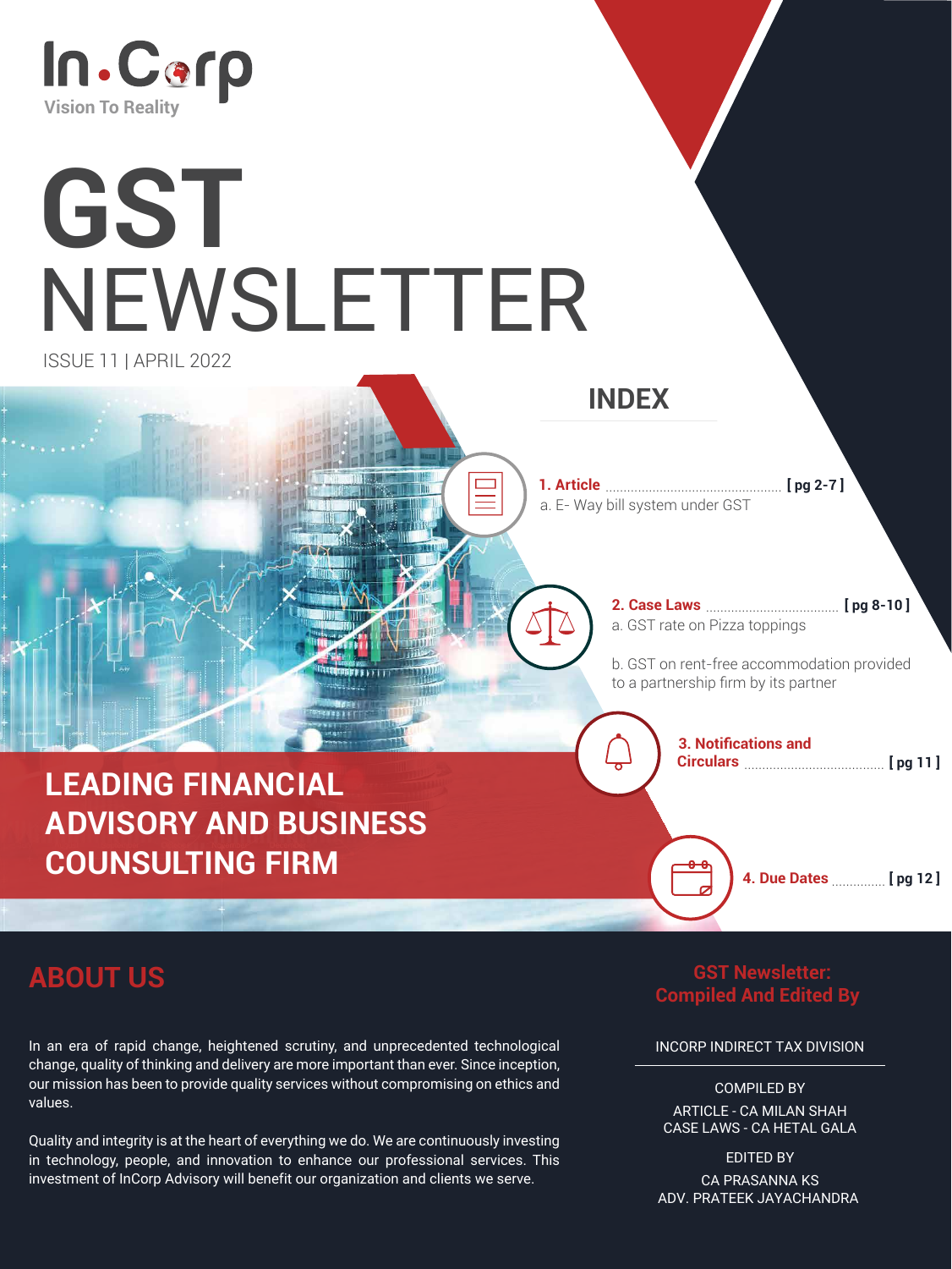In.Corp

Vision To Reality

# GST NEWSLETTER

ISSUE 11 | APRIL 2022

## INDEX

**1. Article** ............................................ **[ pg 2-7 ]**

a. E- Way bill system under GST

**2. Case Laws** ................................ **[ pg 8-10 ]**

a. GST rate on Pizza toppings

b. GST on rent-free accommodation provided to a partnership firm by its partner

**3. Notifications and Circulars** ................................ **[ pg 11 ]**

**4. Due Dates** .............. **[ pg 12 ]**

**LEADING FINANCIAL ADVISORY AND BUSINESS COUNSULTING FIRM**

## ABOUT US

In an era of rapid change, heightened scrutiny, and unprecedented technological change, quality of thinking and delivery are more important than ever. Since inception, our mission has been to provide quality services without compromising on ethics and values.

Quality and integrity is at the heart of everything we do. We are continuously investing in technology, people, and innovation to enhance our professional services. This investment of InCorp Advisory will benefit our organization and clients we serve.

## GST Newsletter: Compiled And Edited By

INCORP INDIRECT TAX DIVISION

COMPILED BY

ARTICLE - CA MILAN SHAH
CASE LAWS - CA HETAL GALA

EDITED BY

CA PRASANNA KS
ADV. PRATEEK JAYACHANDRA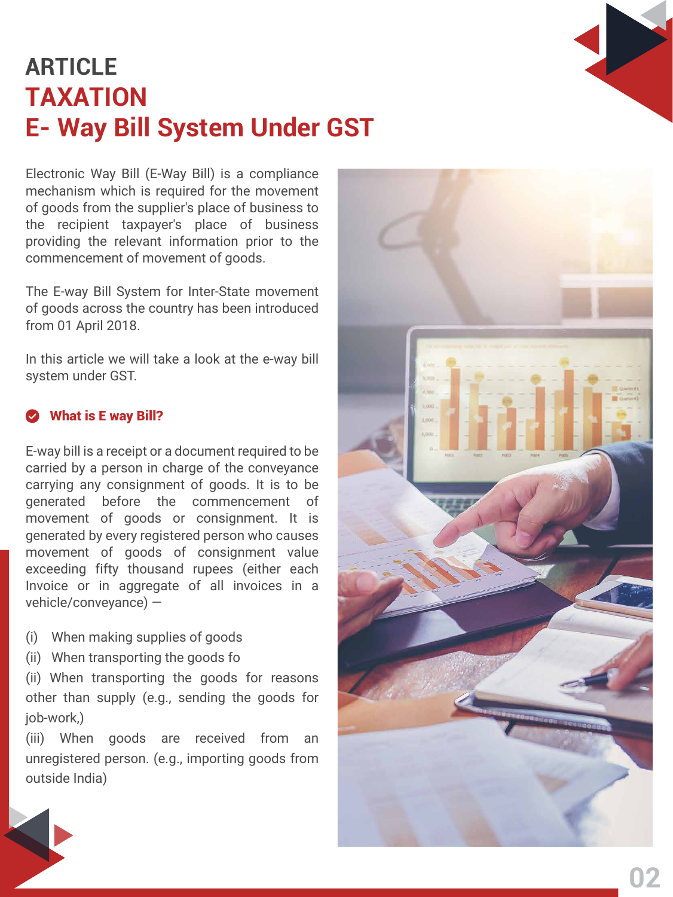# ARTICLE
# TAXATION
# E- Way Bill System Under GST

Electronic Way Bill (E-Way Bill) is a compliance mechanism which is required for the movement of goods from the supplier's place of business to the recipient taxpayer's place of business providing the relevant information prior to the commencement of movement of goods.

The E-way Bill System for Inter-State movement of goods across the country has been introduced from 01 April 2018.

In this article we will take a look at the e-way bill system under GST.

## What is E way Bill?

E-way bill is a receipt or a document required to be carried by a person in charge of the conveyance carrying any consignment of goods. It is to be generated before the commencement of movement of goods or consignment. It is generated by every registered person who causes movement of goods of consignment value exceeding fifty thousand rupees (either each Invoice or in aggregate of all invoices in a vehicle/conveyance) —

(i) When making supplies of goods

(ii) When transporting the goods fo

(ii) When transporting the goods for reasons other than supply (e.g., sending the goods for job-work,)

(iii) When goods are received from an unregistered person. (e.g., importing goods from outside India)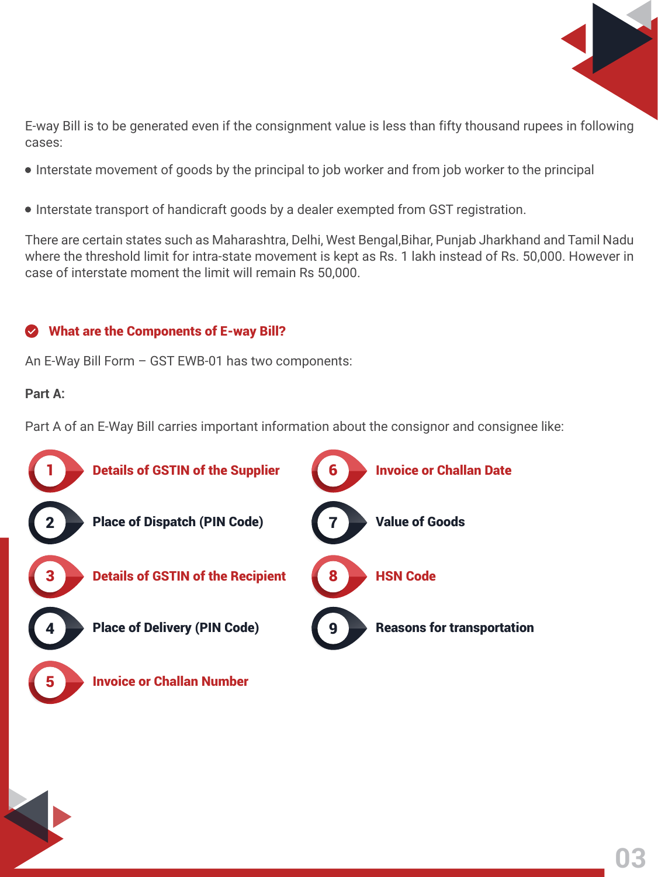E-way Bill is to be generated even if the consignment value is less than fifty thousand rupees in following cases:

- Interstate movement of goods by the principal to job worker and from job worker to the principal
- Interstate transport of handicraft goods by a dealer exempted from GST registration.

There are certain states such as Maharashtra, Delhi, West Bengal,Bihar, Punjab Jharkhand and Tamil Nadu where the threshold limit for intra-state movement is kept as Rs. 1 lakh instead of Rs. 50,000. However in case of interstate moment the limit will remain Rs 50,000.

## What are the Components of E-way Bill?

An E-Way Bill Form – GST EWB-01 has two components:

**Part A:**

Part A of an E-Way Bill carries important information about the consignor and consignee like:

1. **Details of GSTIN of the Supplier**
2. **Place of Dispatch (PIN Code)**
3. **Details of GSTIN of the Recipient**
4. **Place of Delivery (PIN Code)**
5. **Invoice or Challan Number**
6. **Invoice or Challan Date**
7. **Value of Goods**
8. **HSN Code**
9. **Reasons for transportation**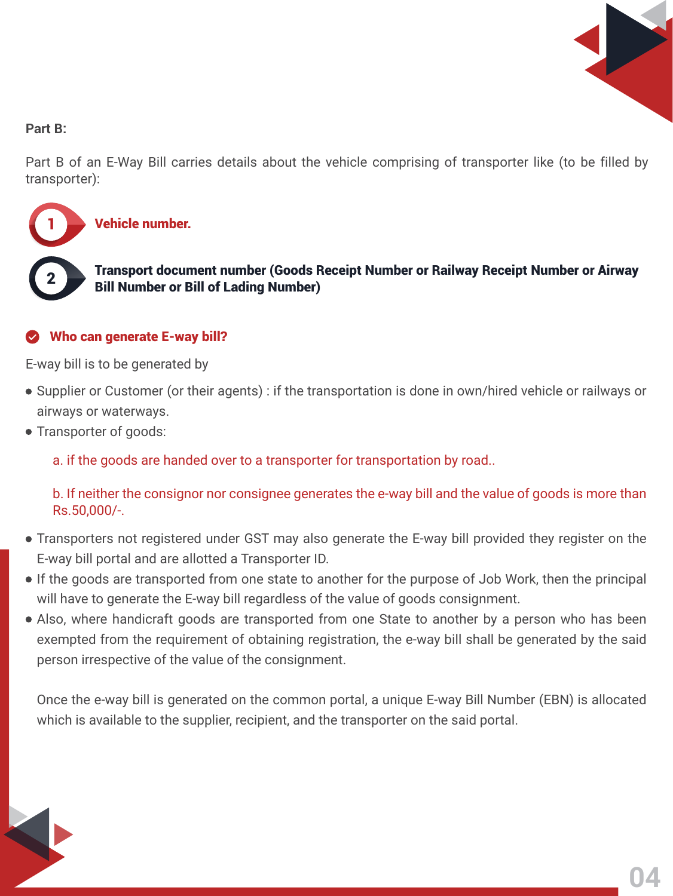**Part B:**

Part B of an E-Way Bill carries details about the vehicle comprising of transporter like (to be filled by transporter):

1. **Vehicle number.**
2. **Transport document number (Goods Receipt Number or Railway Receipt Number or Airway Bill Number or Bill of Lading Number)**

### Who can generate E-way bill?

E-way bill is to be generated by

- Supplier or Customer (or their agents) : if the transportation is done in own/hired vehicle or railways or airways or waterways.
- Transporter of goods:

  a. if the goods are handed over to a transporter for transportation by road..

  b. If neither the consignor nor consignee generates the e-way bill and the value of goods is more than Rs.50,000/-.

- Transporters not registered under GST may also generate the E-way bill provided they register on the E-way bill portal and are allotted a Transporter ID.
- If the goods are transported from one state to another for the purpose of Job Work, then the principal will have to generate the E-way bill regardless of the value of goods consignment.
- Also, where handicraft goods are transported from one State to another by a person who has been exempted from the requirement of obtaining registration, the e-way bill shall be generated by the said person irrespective of the value of the consignment.

  Once the e-way bill is generated on the common portal, a unique E-way Bill Number (EBN) is allocated which is available to the supplier, recipient, and the transporter on the said portal.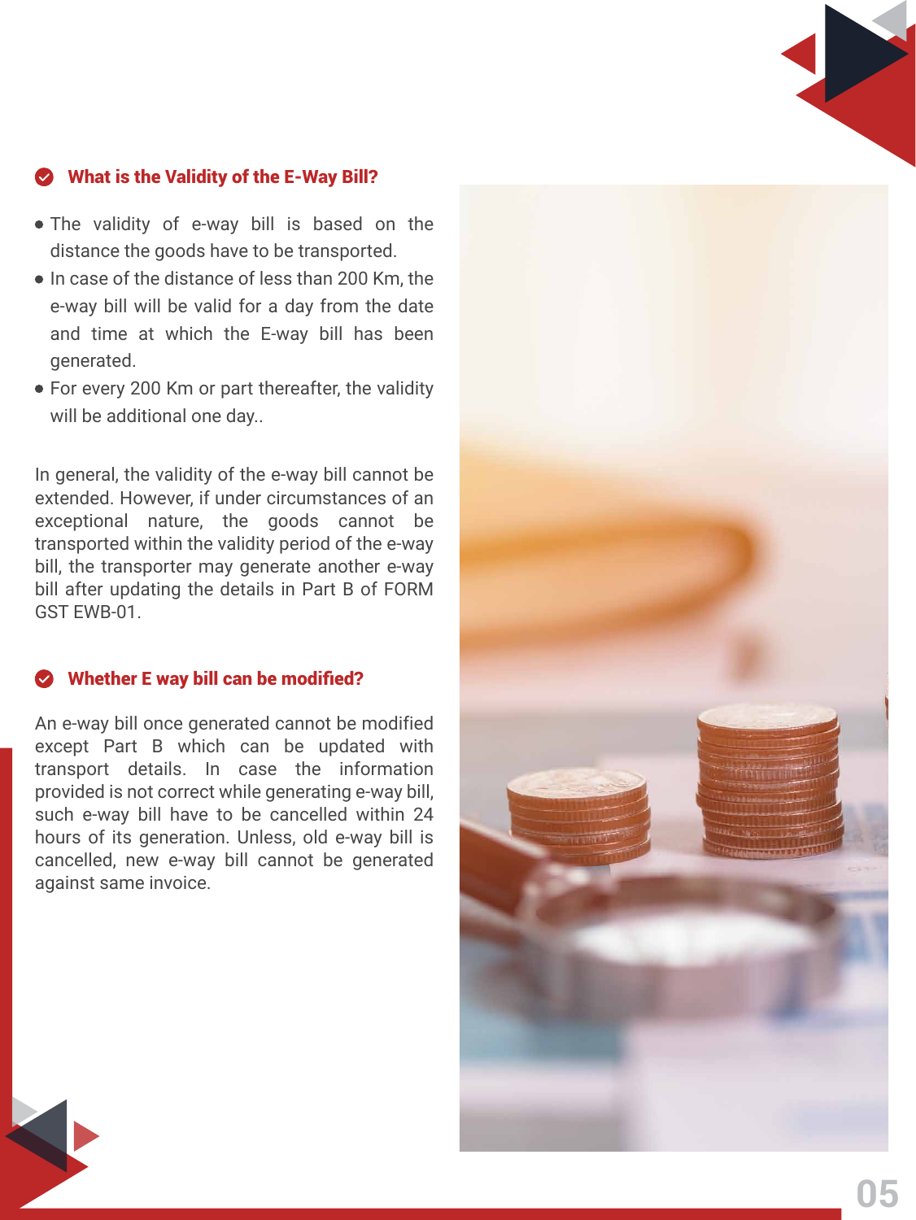## What is the Validity of the E-Way Bill?

- The validity of e-way bill is based on the distance the goods have to be transported.
- In case of the distance of less than 200 Km, the e-way bill will be valid for a day from the date and time at which the E-way bill has been generated.
- For every 200 Km or part thereafter, the validity will be additional one day..

In general, the validity of the e-way bill cannot be extended. However, if under circumstances of an exceptional nature, the goods cannot be transported within the validity period of the e-way bill, the transporter may generate another e-way bill after updating the details in Part B of FORM GST EWB-01.

## Whether E way bill can be modified?

An e-way bill once generated cannot be modified except Part B which can be updated with transport details. In case the information provided is not correct while generating e-way bill, such e-way bill have to be cancelled within 24 hours of its generation. Unless, old e-way bill is cancelled, new e-way bill cannot be generated against same invoice.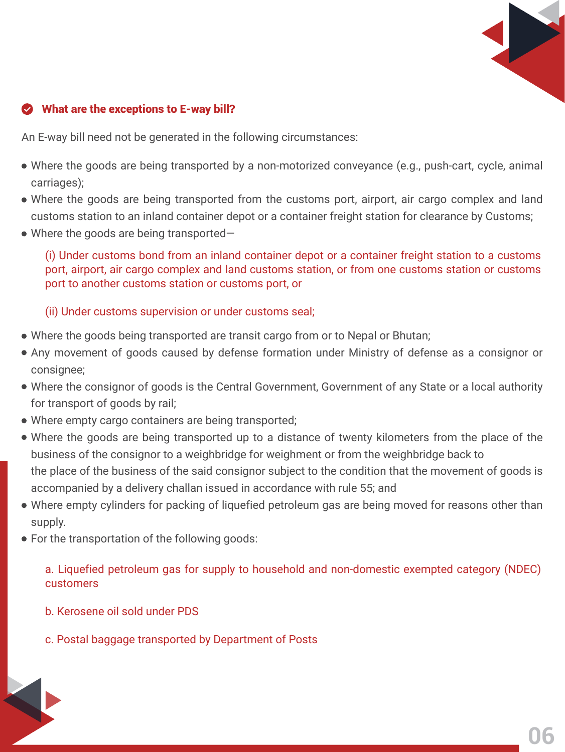### What are the exceptions to E-way bill?

An E-way bill need not be generated in the following circumstances:

- Where the goods are being transported by a non-motorized conveyance (e.g., push-cart, cycle, animal carriages);
- Where the goods are being transported from the customs port, airport, air cargo complex and land customs station to an inland container depot or a container freight station for clearance by Customs;
- Where the goods are being transported—

  (i) Under customs bond from an inland container depot or a container freight station to a customs port, airport, air cargo complex and land customs station, or from one customs station or customs port to another customs station or customs port, or

  (ii) Under customs supervision or under customs seal;

- Where the goods being transported are transit cargo from or to Nepal or Bhutan;
- Any movement of goods caused by defense formation under Ministry of defense as a consignor or consignee;
- Where the consignor of goods is the Central Government, Government of any State or a local authority for transport of goods by rail;
- Where empty cargo containers are being transported;
- Where the goods are being transported up to a distance of twenty kilometers from the place of the business of the consignor to a weighbridge for weighment or from the weighbridge back to the place of the business of the said consignor subject to the condition that the movement of goods is accompanied by a delivery challan issued in accordance with rule 55; and
- Where empty cylinders for packing of liquefied petroleum gas are being moved for reasons other than supply.
- For the transportation of the following goods:

  a. Liquefied petroleum gas for supply to household and non-domestic exempted category (NDEC) customers

  b. Kerosene oil sold under PDS

  c. Postal baggage transported by Department of Posts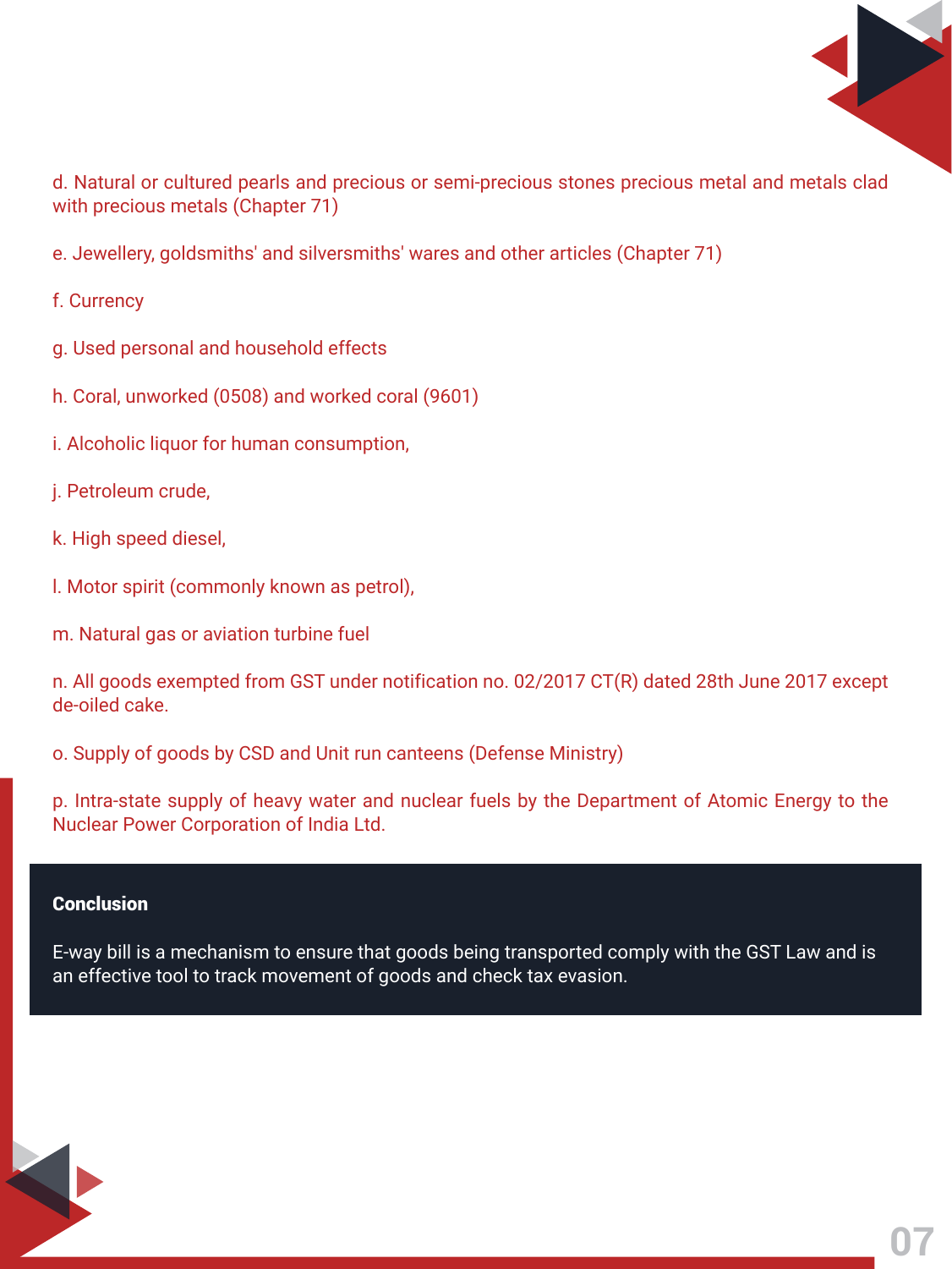d. Natural or cultured pearls and precious or semi-precious stones precious metal and metals clad with precious metals (Chapter 71)

e. Jewellery, goldsmiths' and silversmiths' wares and other articles (Chapter 71)

f. Currency

g. Used personal and household effects

h. Coral, unworked (0508) and worked coral (9601)

i. Alcoholic liquor for human consumption,

j. Petroleum crude,

k. High speed diesel,

l. Motor spirit (commonly known as petrol),

m. Natural gas or aviation turbine fuel

n. All goods exempted from GST under notification no. 02/2017 CT(R) dated 28th June 2017 except de-oiled cake.

o. Supply of goods by CSD and Unit run canteens (Defense Ministry)

p. Intra-state supply of heavy water and nuclear fuels by the Department of Atomic Energy to the Nuclear Power Corporation of India Ltd.

**Conclusion**

E-way bill is a mechanism to ensure that goods being transported comply with the GST Law and is an effective tool to track movement of goods and check tax evasion.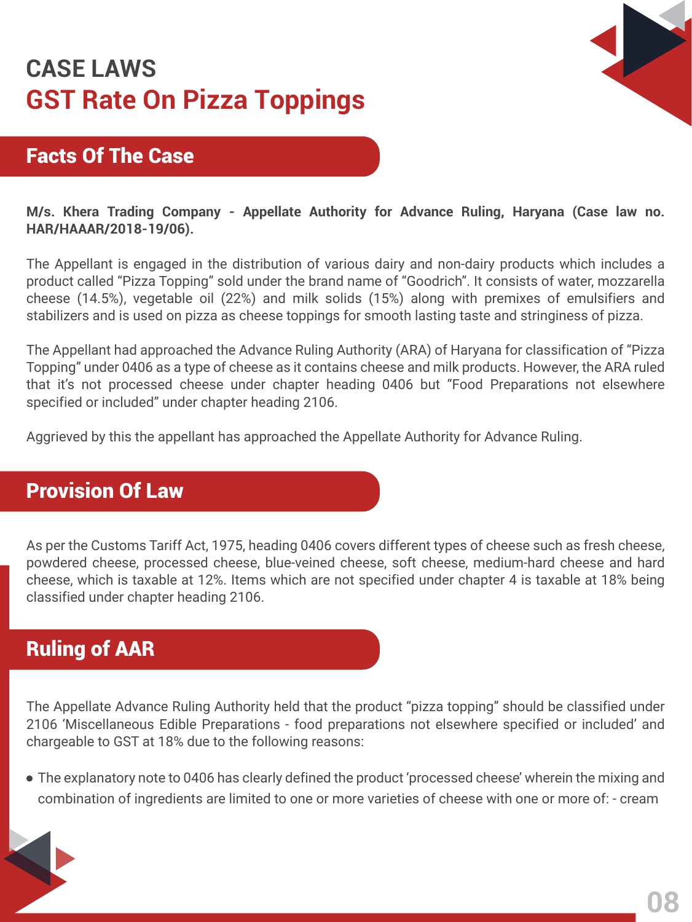# CASE LAWS

## GST Rate On Pizza Toppings

## Facts Of The Case

**M/s. Khera Trading Company - Appellate Authority for Advance Ruling, Haryana (Case law no. HAR/HAAAR/2018-19/06).**

The Appellant is engaged in the distribution of various dairy and non-dairy products which includes a product called "Pizza Topping" sold under the brand name of "Goodrich". It consists of water, mozzarella cheese (14.5%), vegetable oil (22%) and milk solids (15%) along with premixes of emulsifiers and stabilizers and is used on pizza as cheese toppings for smooth lasting taste and stringiness of pizza.

The Appellant had approached the Advance Ruling Authority (ARA) of Haryana for classification of "Pizza Topping" under 0406 as a type of cheese as it contains cheese and milk products. However, the ARA ruled that it's not processed cheese under chapter heading 0406 but "Food Preparations not elsewhere specified or included" under chapter heading 2106.

Aggrieved by this the appellant has approached the Appellate Authority for Advance Ruling.

## Provision Of Law

As per the Customs Tariff Act, 1975, heading 0406 covers different types of cheese such as fresh cheese, powdered cheese, processed cheese, blue-veined cheese, soft cheese, medium-hard cheese and hard cheese, which is taxable at 12%. Items which are not specified under chapter 4 is taxable at 18% being classified under chapter heading 2106.

## Ruling of AAR

The Appellate Advance Ruling Authority held that the product "pizza topping" should be classified under 2106 'Miscellaneous Edible Preparations - food preparations not elsewhere specified or included' and chargeable to GST at 18% due to the following reasons:

- The explanatory note to 0406 has clearly defined the product 'processed cheese' wherein the mixing and combination of ingredients are limited to one or more varieties of cheese with one or more of: - cream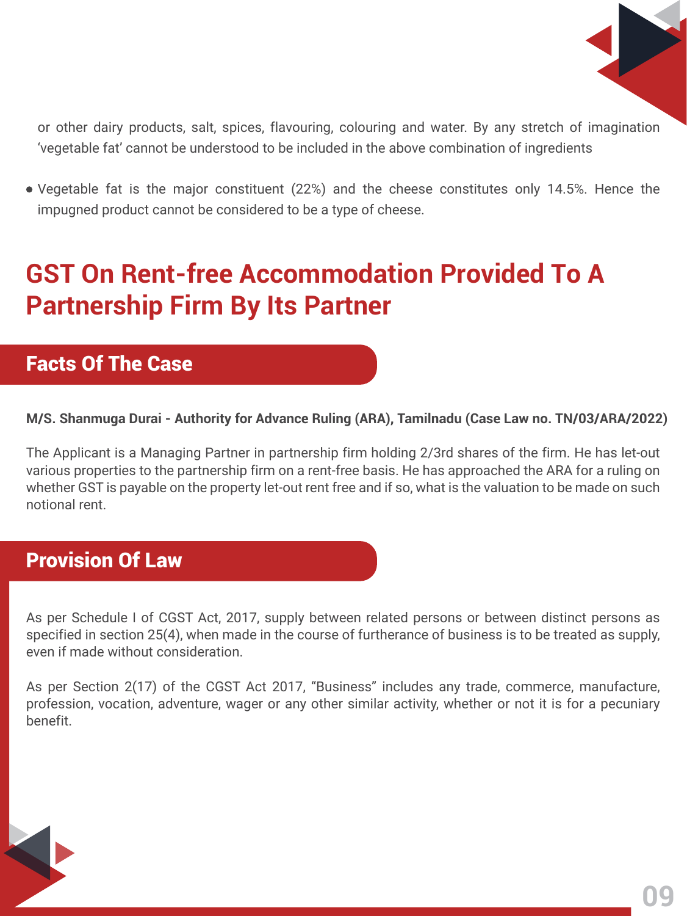or other dairy products, salt, spices, flavouring, colouring and water. By any stretch of imagination 'vegetable fat' cannot be understood to be included in the above combination of ingredients

- Vegetable fat is the major constituent (22%) and the cheese constitutes only 14.5%. Hence the impugned product cannot be considered to be a type of cheese.

# GST On Rent-free Accommodation Provided To A Partnership Firm By Its Partner

## Facts Of The Case

**M/S. Shanmuga Durai - Authority for Advance Ruling (ARA), Tamilnadu (Case Law no. TN/03/ARA/2022)**

The Applicant is a Managing Partner in partnership firm holding 2/3rd shares of the firm. He has let-out various properties to the partnership firm on a rent-free basis. He has approached the ARA for a ruling on whether GST is payable on the property let-out rent free and if so, what is the valuation to be made on such notional rent.

## Provision Of Law

As per Schedule I of CGST Act, 2017, supply between related persons or between distinct persons as specified in section 25(4), when made in the course of furtherance of business is to be treated as supply, even if made without consideration.

As per Section 2(17) of the CGST Act 2017, "Business" includes any trade, commerce, manufacture, profession, vocation, adventure, wager or any other similar activity, whether or not it is for a pecuniary benefit.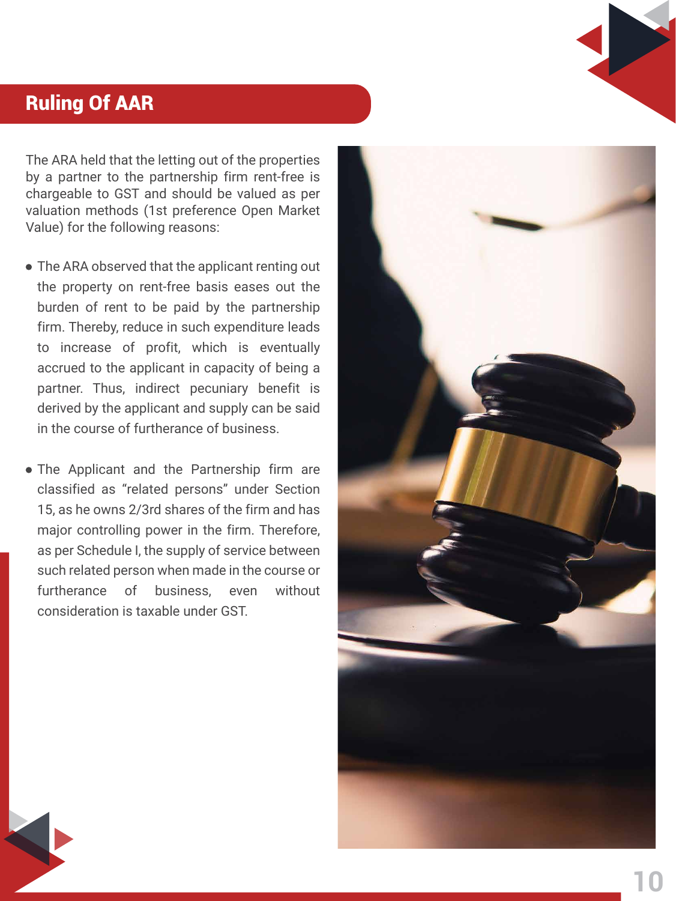## Ruling Of AAR

The ARA held that the letting out of the properties by a partner to the partnership firm rent-free is chargeable to GST and should be valued as per valuation methods (1st preference Open Market Value) for the following reasons:

- The ARA observed that the applicant renting out the property on rent-free basis eases out the burden of rent to be paid by the partnership firm. Thereby, reduce in such expenditure leads to increase of profit, which is eventually accrued to the applicant in capacity of being a partner. Thus, indirect pecuniary benefit is derived by the applicant and supply can be said in the course of furtherance of business.

- The Applicant and the Partnership firm are classified as "related persons" under Section 15, as he owns 2/3rd shares of the firm and has major controlling power in the firm. Therefore, as per Schedule I, the supply of service between such related person when made in the course or furtherance of business, even without consideration is taxable under GST.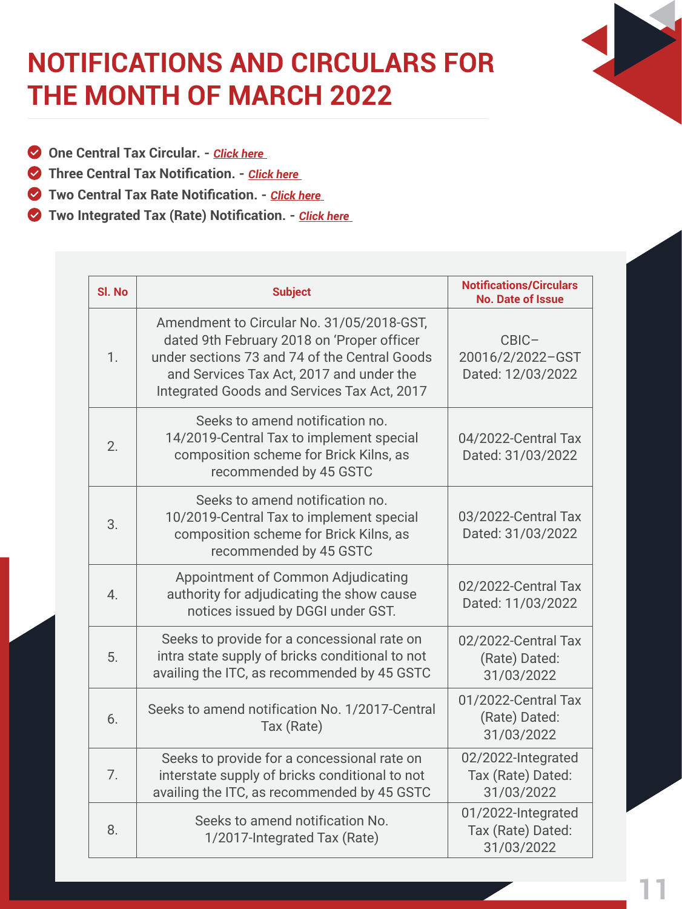# NOTIFICATIONS AND CIRCULARS FOR THE MONTH OF MARCH 2022

- **One Central Tax Circular. -** *Click here*
- **Three Central Tax Notification. -** *Click here*
- **Two Central Tax Rate Notification. -** *Click here*
- **Two Integrated Tax (Rate) Notification. -** *Click here*

| Sl. No | Subject | Notifications/Circulars No. Date of Issue |
|---|---|---|
| 1. | Amendment to Circular No. 31/05/2018-GST, dated 9th February 2018 on 'Proper officer under sections 73 and 74 of the Central Goods and Services Tax Act, 2017 and under the Integrated Goods and Services Tax Act, 2017 | CBIC–20016/2/2022–GST Dated: 12/03/2022 |
| 2. | Seeks to amend notification no. 14/2019-Central Tax to implement special composition scheme for Brick Kilns, as recommended by 45 GSTC | 04/2022-Central Tax Dated: 31/03/2022 |
| 3. | Seeks to amend notification no. 10/2019-Central Tax to implement special composition scheme for Brick Kilns, as recommended by 45 GSTC | 03/2022-Central Tax Dated: 31/03/2022 |
| 4. | Appointment of Common Adjudicating authority for adjudicating the show cause notices issued by DGGI under GST. | 02/2022-Central Tax Dated: 11/03/2022 |
| 5. | Seeks to provide for a concessional rate on intra state supply of bricks conditional to not availing the ITC, as recommended by 45 GSTC | 02/2022-Central Tax (Rate) Dated: 31/03/2022 |
| 6. | Seeks to amend notification No. 1/2017-Central Tax (Rate) | 01/2022-Central Tax (Rate) Dated: 31/03/2022 |
| 7. | Seeks to provide for a concessional rate on interstate supply of bricks conditional to not availing the ITC, as recommended by 45 GSTC | 02/2022-Integrated Tax (Rate) Dated: 31/03/2022 |
| 8. | Seeks to amend notification No. 1/2017-Integrated Tax (Rate) | 01/2022-Integrated Tax (Rate) Dated: 31/03/2022 |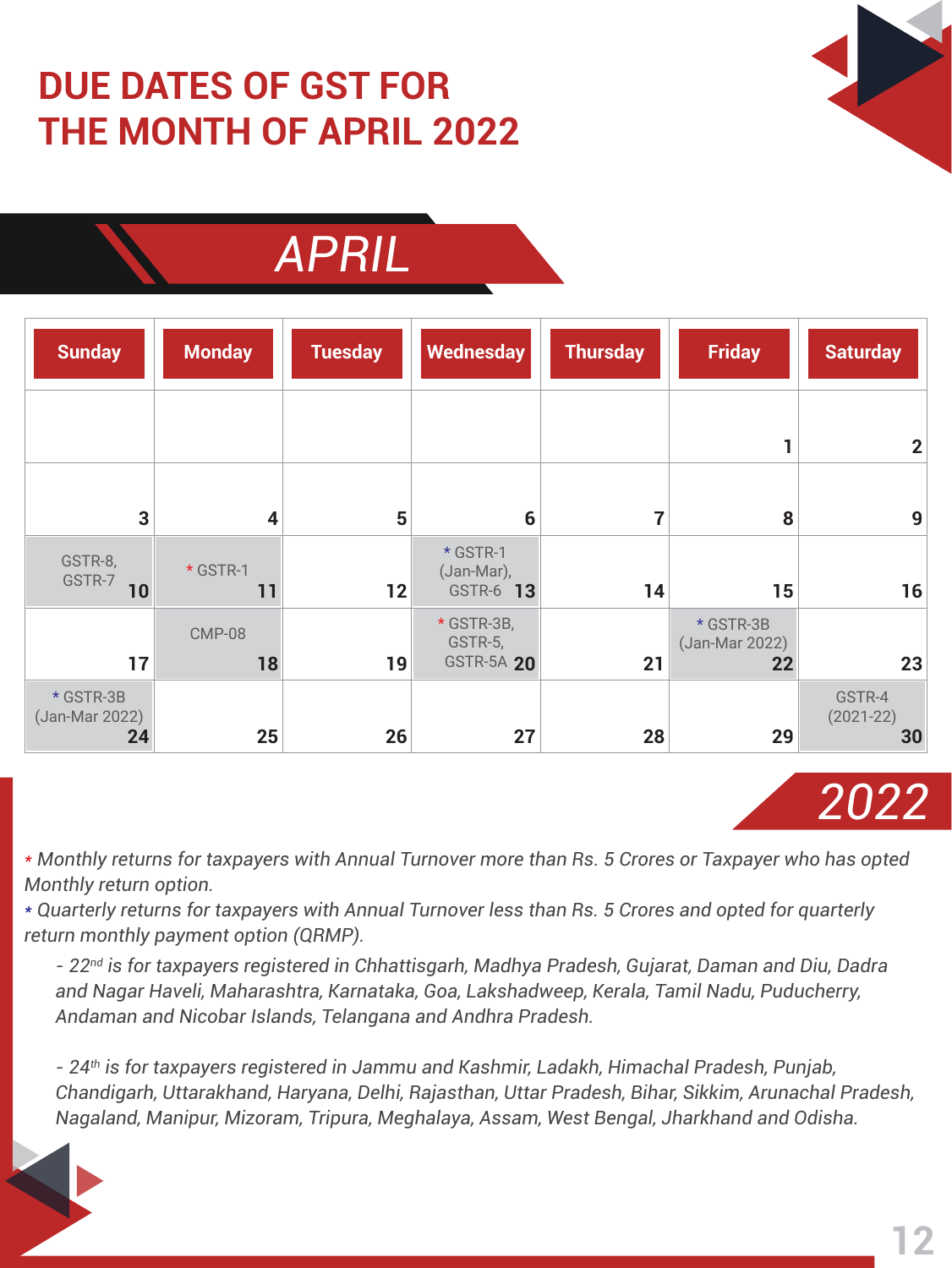# DUE DATES OF GST FOR THE MONTH OF APRIL 2022

## APRIL

| Sunday | Monday | Tuesday | Wednesday | Thursday | Friday | Saturday |
|---|---|---|---|---|---|---|
| | | | | | 1 | 2 |
| 3 | 4 | 5 | 6 | 7 | 8 | 9 |
| GSTR-8, GSTR-7 10 | * GSTR-1 11 | 12 | * GSTR-1 (Jan-Mar), GSTR-6 13 | 14 | 15 | 16 |
| 17 | CMP-08 18 | 19 | * GSTR-3B, GSTR-5, GSTR-5A 20 | 21 | * GSTR-3B (Jan-Mar 2022) 22 | 23 |
| * GSTR-3B (Jan-Mar 2022) 24 | 25 | 26 | 27 | 28 | 29 | GSTR-4 (2021-22) 30 |

## 2022

*\* Monthly returns for taxpayers with Annual Turnover more than Rs. 5 Crores or Taxpayer who has opted Monthly return option.*

*\* Quarterly returns for taxpayers with Annual Turnover less than Rs. 5 Crores and opted for quarterly return monthly payment option (QRMP).*

*- 22nd is for taxpayers registered in Chhattisgarh, Madhya Pradesh, Gujarat, Daman and Diu, Dadra and Nagar Haveli, Maharashtra, Karnataka, Goa, Lakshadweep, Kerala, Tamil Nadu, Puducherry, Andaman and Nicobar Islands, Telangana and Andhra Pradesh.*

*- 24th is for taxpayers registered in Jammu and Kashmir, Ladakh, Himachal Pradesh, Punjab, Chandigarh, Uttarakhand, Haryana, Delhi, Rajasthan, Uttar Pradesh, Bihar, Sikkim, Arunachal Pradesh, Nagaland, Manipur, Mizoram, Tripura, Meghalaya, Assam, West Bengal, Jharkhand and Odisha.*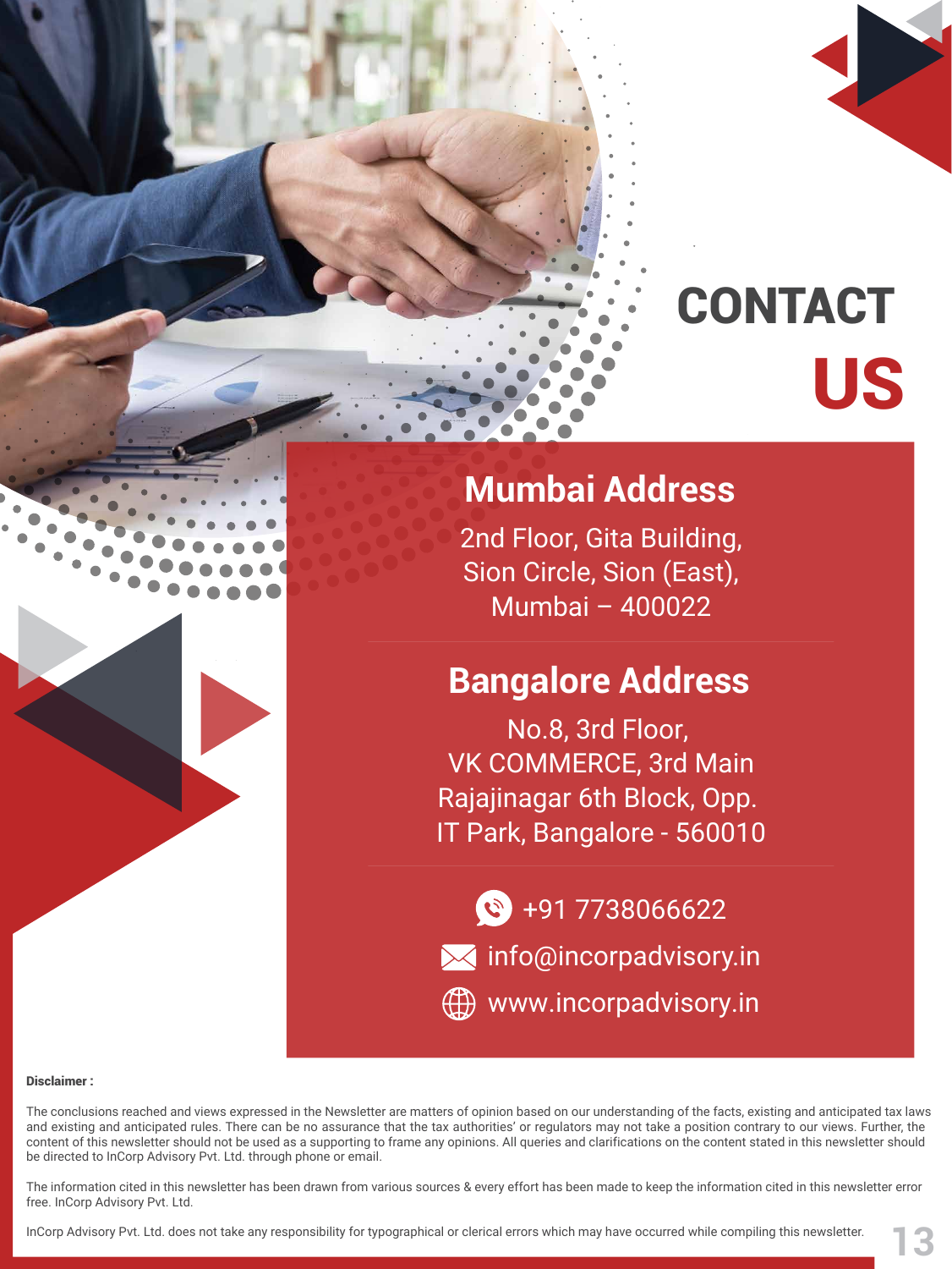# CONTACT US

## Mumbai Address

2nd Floor, Gita Building,
Sion Circle, Sion (East),
Mumbai – 400022

## Bangalore Address

No.8, 3rd Floor,
VK COMMERCE, 3rd Main
Rajajinagar 6th Block, Opp.
IT Park, Bangalore - 560010

+91 7738066622

info@incorpadvisory.in

www.incorpadvisory.in

**Disclaimer :**

The conclusions reached and views expressed in the Newsletter are matters of opinion based on our understanding of the facts, existing and anticipated tax laws and existing and anticipated rules. There can be no assurance that the tax authorities' or regulators may not take a position contrary to our views. Further, the content of this newsletter should not be used as a supporting to frame any opinions. All queries and clarifications on the content stated in this newsletter should be directed to InCorp Advisory Pvt. Ltd. through phone or email.

The information cited in this newsletter has been drawn from various sources & every effort has been made to keep the information cited in this newsletter error free. InCorp Advisory Pvt. Ltd.

InCorp Advisory Pvt. Ltd. does not take any responsibility for typographical or clerical errors which may have occurred while compiling this newsletter.